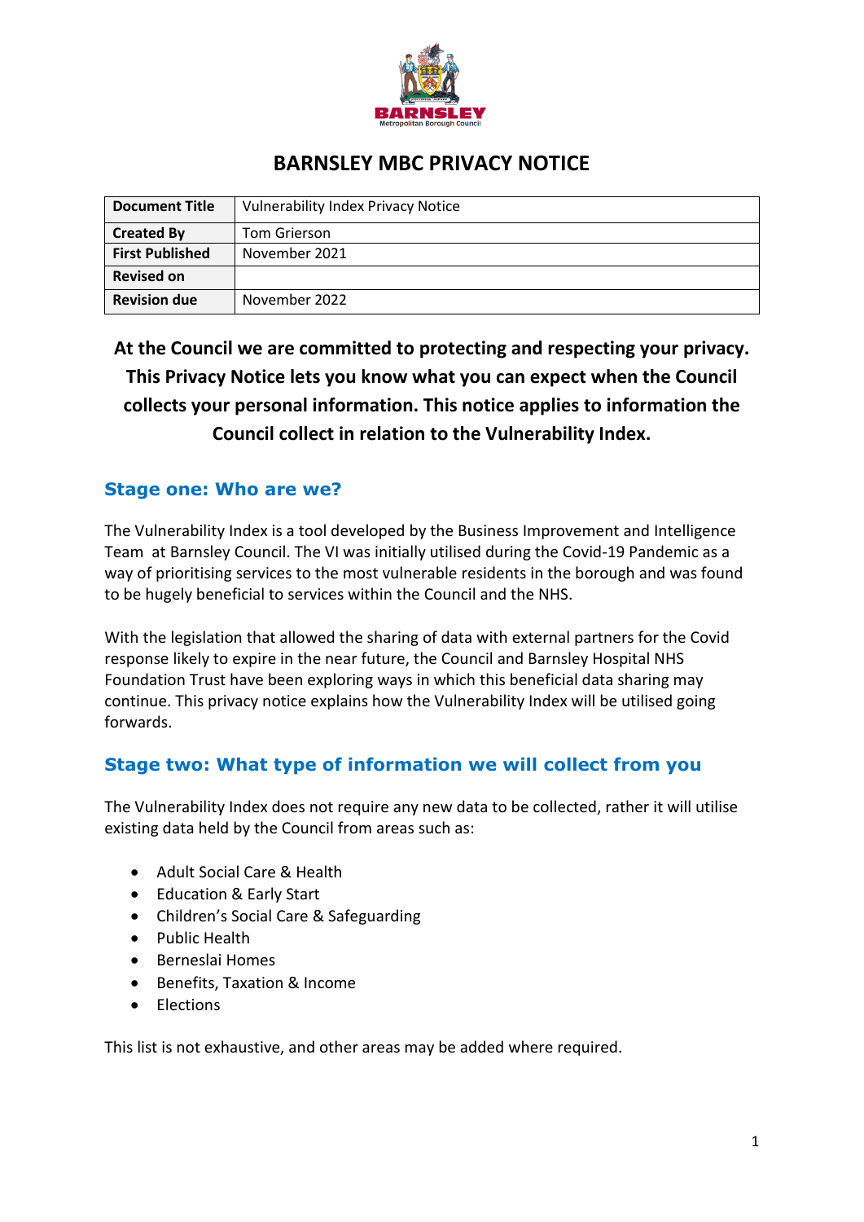# BARNSLEY MBC PRIVACY NOTICE

| **Document Title** | Vulnerability Index Privacy Notice |
|---|---|
| **Created By** | Tom Grierson |
| **First Published** | November 2021 |
| **Revised on** | |
| **Revision due** | November 2022 |

**At the Council we are committed to protecting and respecting your privacy. This Privacy Notice lets you know what you can expect when the Council collects your personal information. This notice applies to information the Council collect in relation to the Vulnerability Index.**

## Stage one: Who are we?

The Vulnerability Index is a tool developed by the Business Improvement and Intelligence Team at Barnsley Council. The VI was initially utilised during the Covid-19 Pandemic as a way of prioritising services to the most vulnerable residents in the borough and was found to be hugely beneficial to services within the Council and the NHS.

With the legislation that allowed the sharing of data with external partners for the Covid response likely to expire in the near future, the Council and Barnsley Hospital NHS Foundation Trust have been exploring ways in which this beneficial data sharing may continue. This privacy notice explains how the Vulnerability Index will be utilised going forwards.

## Stage two: What type of information we will collect from you

The Vulnerability Index does not require any new data to be collected, rather it will utilise existing data held by the Council from areas such as:

- Adult Social Care & Health
- Education & Early Start
- Children's Social Care & Safeguarding
- Public Health
- Berneslai Homes
- Benefits, Taxation & Income
- Elections

This list is not exhaustive, and other areas may be added where required.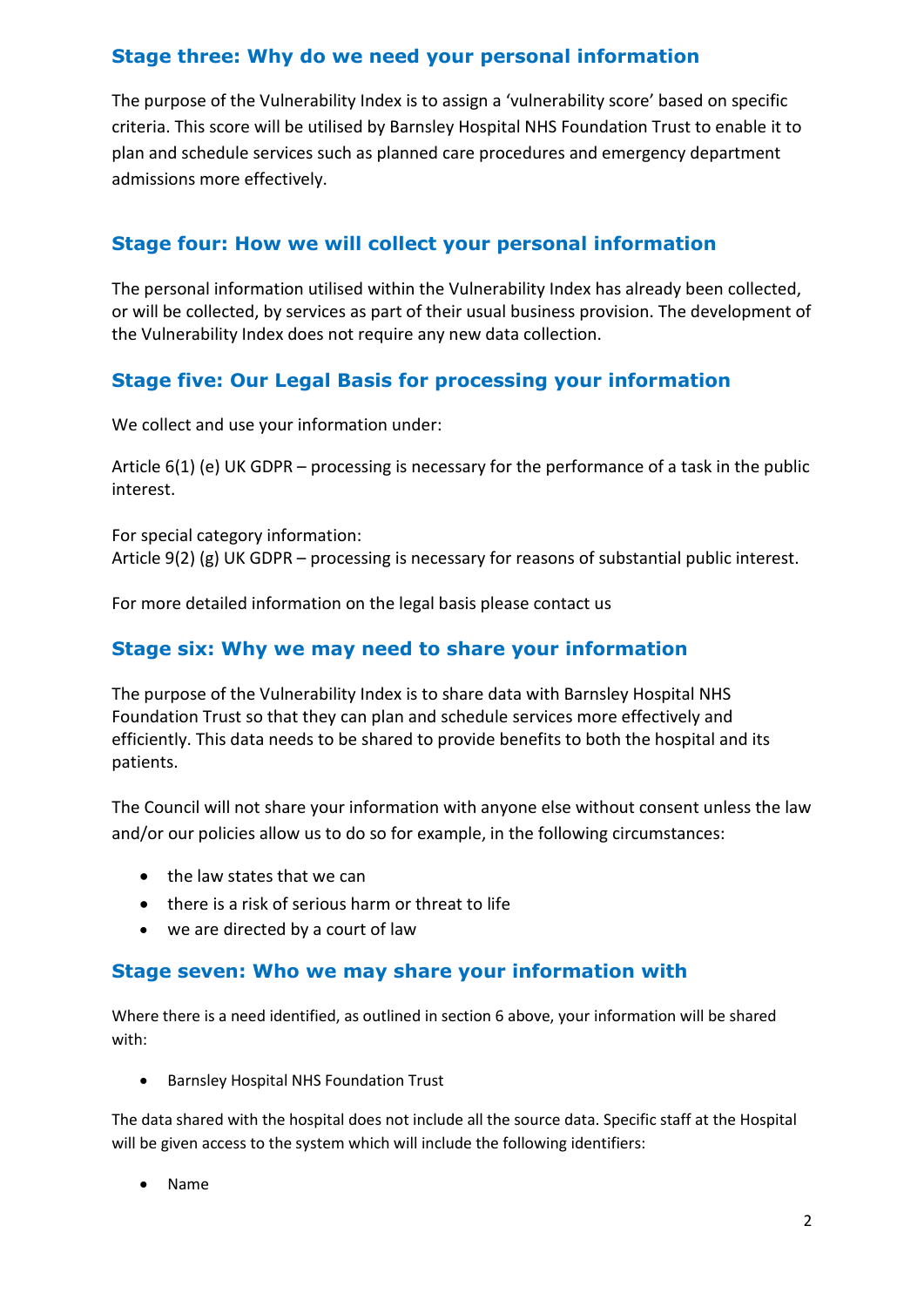## Stage three: Why do we need your personal information

The purpose of the Vulnerability Index is to assign a 'vulnerability score' based on specific criteria. This score will be utilised by Barnsley Hospital NHS Foundation Trust to enable it to plan and schedule services such as planned care procedures and emergency department admissions more effectively.

## Stage four: How we will collect your personal information

The personal information utilised within the Vulnerability Index has already been collected, or will be collected, by services as part of their usual business provision. The development of the Vulnerability Index does not require any new data collection.

## Stage five: Our Legal Basis for processing your information

We collect and use your information under:

Article 6(1) (e) UK GDPR – processing is necessary for the performance of a task in the public interest.

For special category information:
Article 9(2) (g) UK GDPR – processing is necessary for reasons of substantial public interest.

For more detailed information on the legal basis please contact us

## Stage six: Why we may need to share your information

The purpose of the Vulnerability Index is to share data with Barnsley Hospital NHS Foundation Trust so that they can plan and schedule services more effectively and efficiently. This data needs to be shared to provide benefits to both the hospital and its patients.

The Council will not share your information with anyone else without consent unless the law and/or our policies allow us to do so for example, in the following circumstances:

- the law states that we can
- there is a risk of serious harm or threat to life
- we are directed by a court of law

## Stage seven: Who we may share your information with

Where there is a need identified, as outlined in section 6 above, your information will be shared with:

- Barnsley Hospital NHS Foundation Trust

The data shared with the hospital does not include all the source data. Specific staff at the Hospital will be given access to the system which will include the following identifiers:

- Name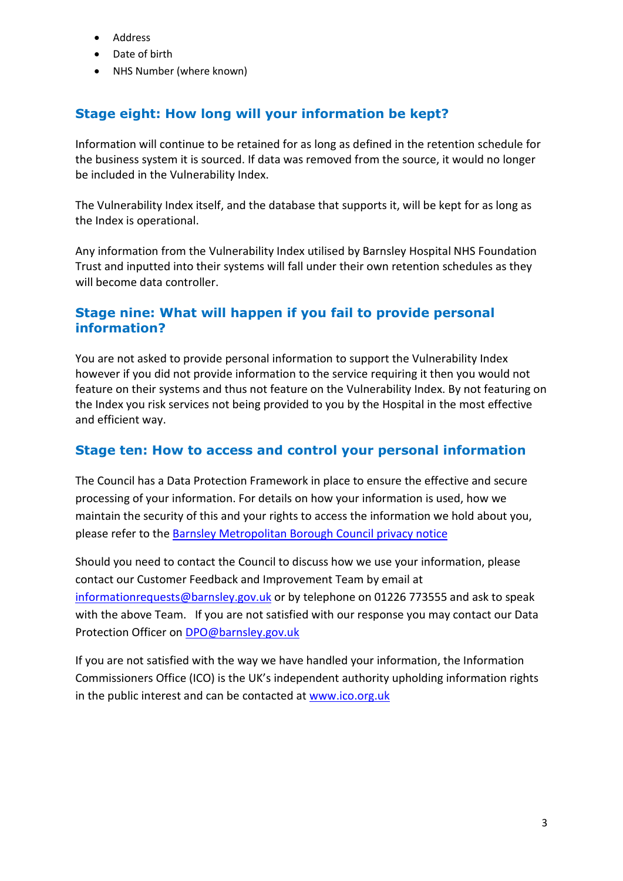- Address
- Date of birth
- NHS Number (where known)

## Stage eight: How long will your information be kept?

Information will continue to be retained for as long as defined in the retention schedule for the business system it is sourced. If data was removed from the source, it would no longer be included in the Vulnerability Index.

The Vulnerability Index itself, and the database that supports it, will be kept for as long as the Index is operational.

Any information from the Vulnerability Index utilised by Barnsley Hospital NHS Foundation Trust and inputted into their systems will fall under their own retention schedules as they will become data controller.

## Stage nine: What will happen if you fail to provide personal information?

You are not asked to provide personal information to support the Vulnerability Index however if you did not provide information to the service requiring it then you would not feature on their systems and thus not feature on the Vulnerability Index. By not featuring on the Index you risk services not being provided to you by the Hospital in the most effective and efficient way.

## Stage ten: How to access and control your personal information

The Council has a Data Protection Framework in place to ensure the effective and secure processing of your information. For details on how your information is used, how we maintain the security of this and your rights to access the information we hold about you, please refer to the [Barnsley Metropolitan Borough Council privacy notice]()

Should you need to contact the Council to discuss how we use your information, please contact our Customer Feedback and Improvement Team by email at [informationrequests@barnsley.gov.uk](mailto:informationrequests@barnsley.gov.uk) or by telephone on 01226 773555 and ask to speak with the above Team. If you are not satisfied with our response you may contact our Data Protection Officer on [DPO@barnsley.gov.uk](mailto:DPO@barnsley.gov.uk)

If you are not satisfied with the way we have handled your information, the Information Commissioners Office (ICO) is the UK's independent authority upholding information rights in the public interest and can be contacted at [www.ico.org.uk](http://www.ico.org.uk)